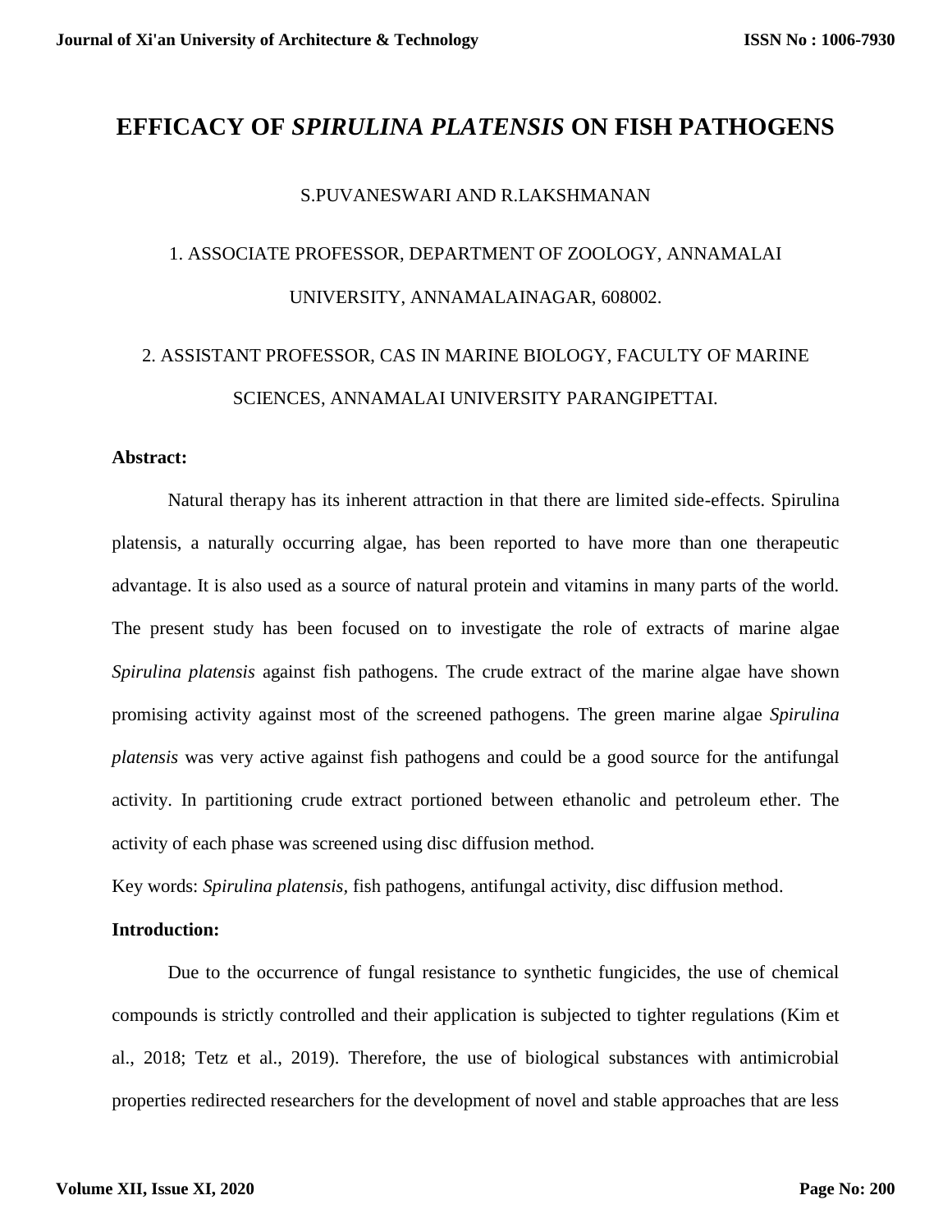# EFFICACY OF *SPIRULINA PLATENSIS* ON FISH PATHOGENS

S.PUVANESWARI AND R.LAKSHMANAN

1. ASSOCIATE PROFESSOR, DEPARTMENT OF ZOOLOGY, ANNAMALAI UNIVERSITY, ANNAMALAINAGAR, 608002.

2. ASSISTANT PROFESSOR, CAS IN MARINE BIOLOGY, FACULTY OF MARINE SCIENCES, ANNAMALAI UNIVERSITY PARANGIPETTAI.

**Abstract:**

Natural therapy has its inherent attraction in that there are limited side-effects. Spirulina platensis, a naturally occurring algae, has been reported to have more than one therapeutic advantage. It is also used as a source of natural protein and vitamins in many parts of the world. The present study has been focused on to investigate the role of extracts of marine algae *Spirulina platensis* against fish pathogens. The crude extract of the marine algae have shown promising activity against most of the screened pathogens. The green marine algae *Spirulina platensis* was very active against fish pathogens and could be a good source for the antifungal activity. In partitioning crude extract portioned between ethanolic and petroleum ether. The activity of each phase was screened using disc diffusion method.

Key words: *Spirulina platensis*, fish pathogens, antifungal activity, disc diffusion method.

**Introduction:**

Due to the occurrence of fungal resistance to synthetic fungicides, the use of chemical compounds is strictly controlled and their application is subjected to tighter regulations (Kim et al., 2018; Tetz et al., 2019). Therefore, the use of biological substances with antimicrobial properties redirected researchers for the development of novel and stable approaches that are less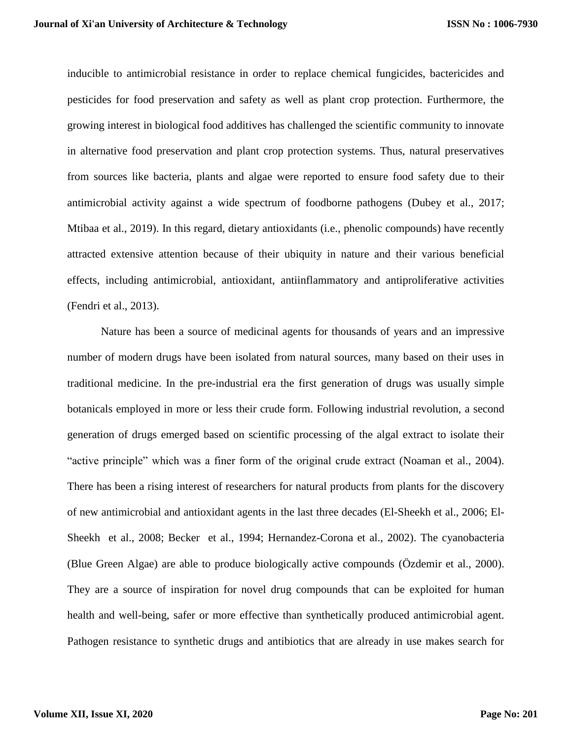inducible to antimicrobial resistance in order to replace chemical fungicides, bactericides and pesticides for food preservation and safety as well as plant crop protection. Furthermore, the growing interest in biological food additives has challenged the scientific community to innovate in alternative food preservation and plant crop protection systems. Thus, natural preservatives from sources like bacteria, plants and algae were reported to ensure food safety due to their antimicrobial activity against a wide spectrum of foodborne pathogens (Dubey et al., 2017; Mtibaa et al., 2019). In this regard, dietary antioxidants (i.e., phenolic compounds) have recently attracted extensive attention because of their ubiquity in nature and their various beneficial effects, including antimicrobial, antioxidant, antiinflammatory and antiproliferative activities (Fendri et al., 2013).

Nature has been a source of medicinal agents for thousands of years and an impressive number of modern drugs have been isolated from natural sources, many based on their uses in traditional medicine. In the pre-industrial era the first generation of drugs was usually simple botanicals employed in more or less their crude form. Following industrial revolution, a second generation of drugs emerged based on scientific processing of the algal extract to isolate their "active principle" which was a finer form of the original crude extract (Noaman et al., 2004). There has been a rising interest of researchers for natural products from plants for the discovery of new antimicrobial and antioxidant agents in the last three decades (El-Sheekh et al., 2006; El-Sheekh et al., 2008; Becker et al., 1994; Hernandez-Corona et al., 2002). The cyanobacteria (Blue Green Algae) are able to produce biologically active compounds (Özdemir et al., 2000). They are a source of inspiration for novel drug compounds that can be exploited for human health and well-being, safer or more effective than synthetically produced antimicrobial agent. Pathogen resistance to synthetic drugs and antibiotics that are already in use makes search for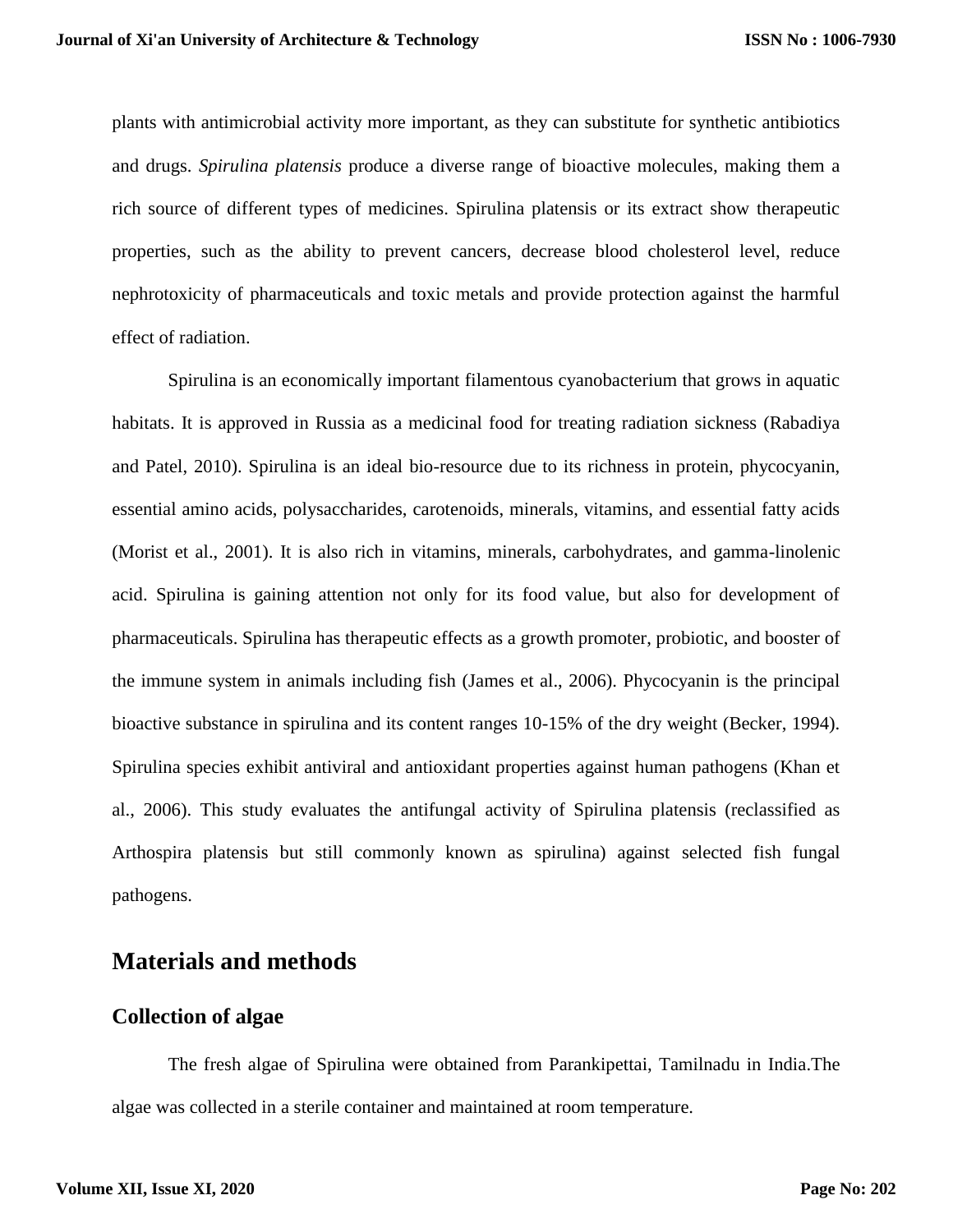plants with antimicrobial activity more important, as they can substitute for synthetic antibiotics and drugs. *Spirulina platensis* produce a diverse range of bioactive molecules, making them a rich source of different types of medicines. Spirulina platensis or its extract show therapeutic properties, such as the ability to prevent cancers, decrease blood cholesterol level, reduce nephrotoxicity of pharmaceuticals and toxic metals and provide protection against the harmful effect of radiation.

Spirulina is an economically important filamentous cyanobacterium that grows in aquatic habitats. It is approved in Russia as a medicinal food for treating radiation sickness (Rabadiya and Patel, 2010). Spirulina is an ideal bio-resource due to its richness in protein, phycocyanin, essential amino acids, polysaccharides, carotenoids, minerals, vitamins, and essential fatty acids (Morist et al., 2001). It is also rich in vitamins, minerals, carbohydrates, and gamma-linolenic acid. Spirulina is gaining attention not only for its food value, but also for development of pharmaceuticals. Spirulina has therapeutic effects as a growth promoter, probiotic, and booster of the immune system in animals including fish (James et al., 2006). Phycocyanin is the principal bioactive substance in spirulina and its content ranges 10-15% of the dry weight (Becker, 1994). Spirulina species exhibit antiviral and antioxidant properties against human pathogens (Khan et al., 2006). This study evaluates the antifungal activity of Spirulina platensis (reclassified as Arthospira platensis but still commonly known as spirulina) against selected fish fungal pathogens.

## Materials and methods

### Collection of algae

The fresh algae of Spirulina were obtained from Parankipettai, Tamilnadu in India.The algae was collected in a sterile container and maintained at room temperature.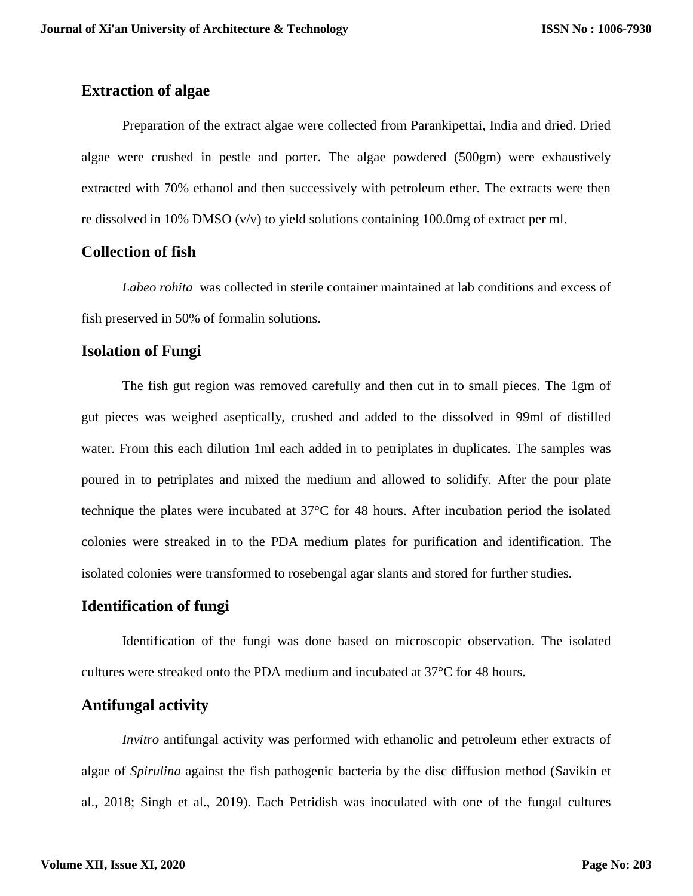## Extraction of algae

Preparation of the extract algae were collected from Parankipettai, India and dried. Dried algae were crushed in pestle and porter. The algae powdered (500gm) were exhaustively extracted with 70% ethanol and then successively with petroleum ether. The extracts were then re dissolved in 10% DMSO (v/v) to yield solutions containing 100.0mg of extract per ml.

## Collection of fish

*Labeo rohita* was collected in sterile container maintained at lab conditions and excess of fish preserved in 50% of formalin solutions.

## Isolation of Fungi

The fish gut region was removed carefully and then cut in to small pieces. The 1gm of gut pieces was weighed aseptically, crushed and added to the dissolved in 99ml of distilled water. From this each dilution 1ml each added in to petriplates in duplicates. The samples was poured in to petriplates and mixed the medium and allowed to solidify. After the pour plate technique the plates were incubated at 37°C for 48 hours. After incubation period the isolated colonies were streaked in to the PDA medium plates for purification and identification. The isolated colonies were transformed to rosebengal agar slants and stored for further studies.

## Identification of fungi

Identification of the fungi was done based on microscopic observation. The isolated cultures were streaked onto the PDA medium and incubated at 37°C for 48 hours.

## Antifungal activity

*Invitro* antifungal activity was performed with ethanolic and petroleum ether extracts of algae of *Spirulina* against the fish pathogenic bacteria by the disc diffusion method (Savikin et al., 2018; Singh et al., 2019). Each Petridish was inoculated with one of the fungal cultures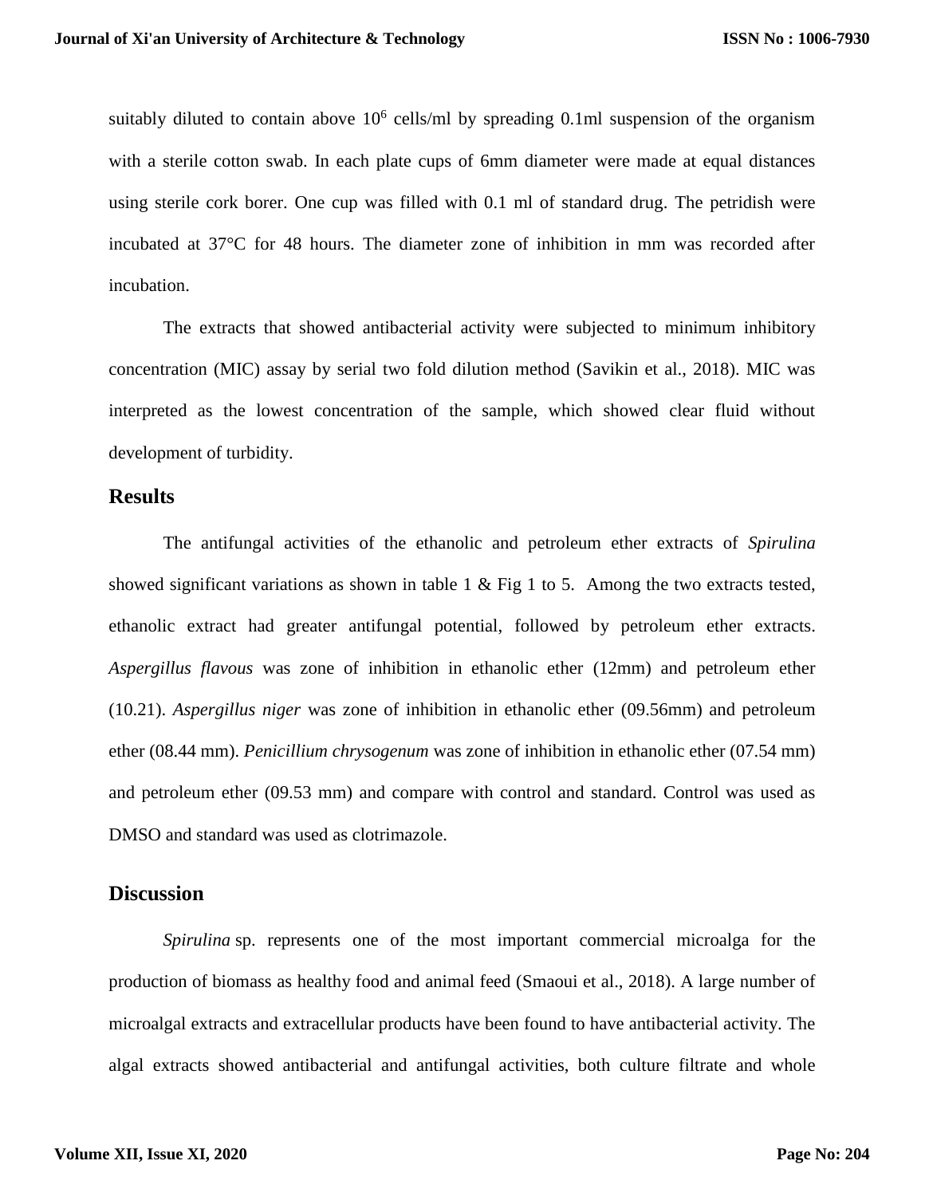suitably diluted to contain above $10^6$ cells/ml by spreading 0.1ml suspension of the organism with a sterile cotton swab. In each plate cups of 6mm diameter were made at equal distances using sterile cork borer. One cup was filled with 0.1 ml of standard drug. The petridish were incubated at 37°C for 48 hours. The diameter zone of inhibition in mm was recorded after incubation.

The extracts that showed antibacterial activity were subjected to minimum inhibitory concentration (MIC) assay by serial two fold dilution method (Savikin et al., 2018). MIC was interpreted as the lowest concentration of the sample, which showed clear fluid without development of turbidity.

## Results

The antifungal activities of the ethanolic and petroleum ether extracts of *Spirulina* showed significant variations as shown in table 1 & Fig 1 to 5. Among the two extracts tested, ethanolic extract had greater antifungal potential, followed by petroleum ether extracts. *Aspergillus flavous* was zone of inhibition in ethanolic ether (12mm) and petroleum ether (10.21). *Aspergillus niger* was zone of inhibition in ethanolic ether (09.56mm) and petroleum ether (08.44 mm). *Penicillium chrysogenum* was zone of inhibition in ethanolic ether (07.54 mm) and petroleum ether (09.53 mm) and compare with control and standard. Control was used as DMSO and standard was used as clotrimazole.

## Discussion

*Spirulina* sp. represents one of the most important commercial microalga for the production of biomass as healthy food and animal feed (Smaoui et al., 2018). A large number of microalgal extracts and extracellular products have been found to have antibacterial activity. The algal extracts showed antibacterial and antifungal activities, both culture filtrate and whole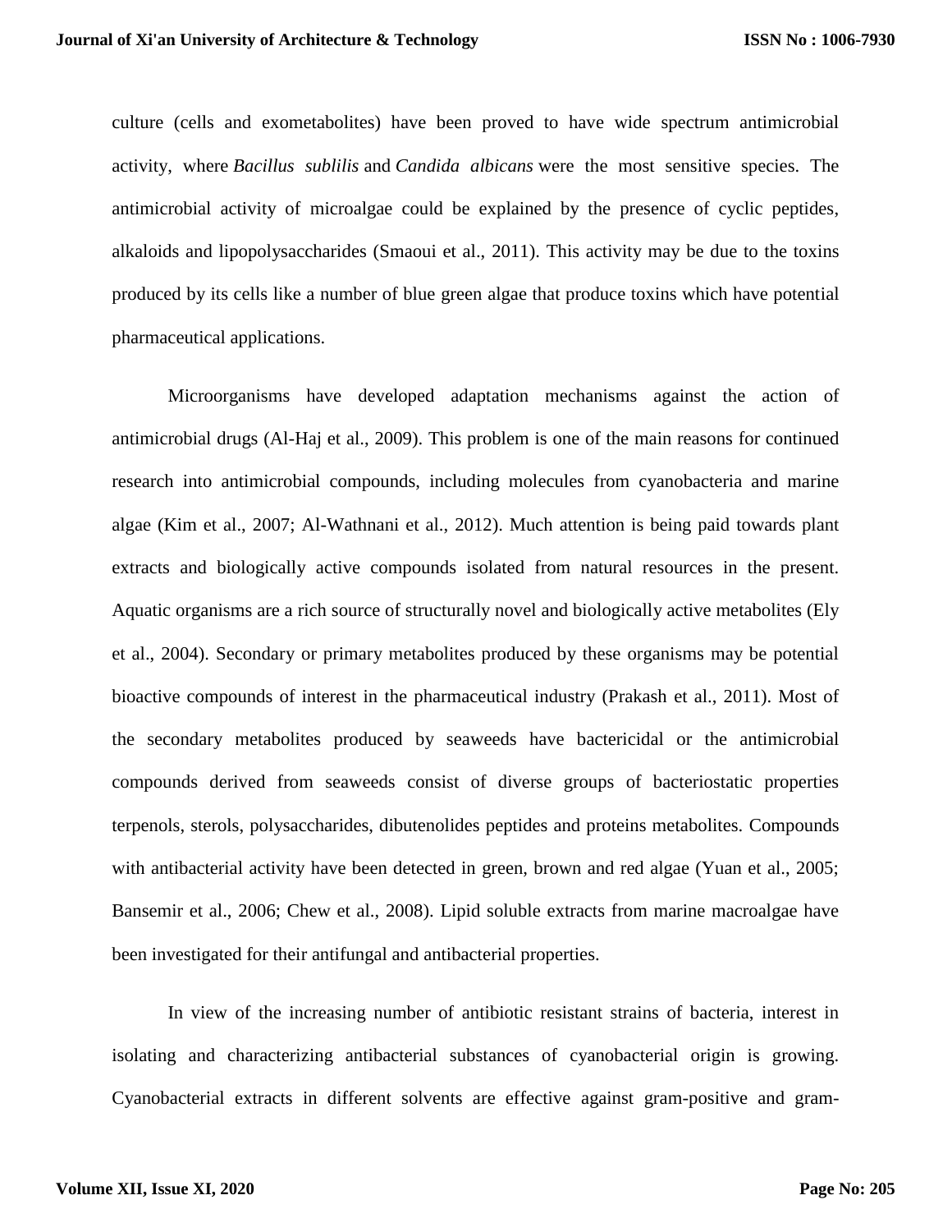culture (cells and exometabolites) have been proved to have wide spectrum antimicrobial activity, where *Bacillus sublilis* and *Candida albicans* were the most sensitive species. The antimicrobial activity of microalgae could be explained by the presence of cyclic peptides, alkaloids and lipopolysaccharides (Smaoui et al., 2011). This activity may be due to the toxins produced by its cells like a number of blue green algae that produce toxins which have potential pharmaceutical applications.

Microorganisms have developed adaptation mechanisms against the action of antimicrobial drugs (Al-Haj et al., 2009). This problem is one of the main reasons for continued research into antimicrobial compounds, including molecules from cyanobacteria and marine algae (Kim et al., 2007; Al-Wathnani et al., 2012). Much attention is being paid towards plant extracts and biologically active compounds isolated from natural resources in the present. Aquatic organisms are a rich source of structurally novel and biologically active metabolites (Ely et al., 2004). Secondary or primary metabolites produced by these organisms may be potential bioactive compounds of interest in the pharmaceutical industry (Prakash et al., 2011). Most of the secondary metabolites produced by seaweeds have bactericidal or the antimicrobial compounds derived from seaweeds consist of diverse groups of bacteriostatic properties terpenols, sterols, polysaccharides, dibutenolides peptides and proteins metabolites. Compounds with antibacterial activity have been detected in green, brown and red algae (Yuan et al., 2005; Bansemir et al., 2006; Chew et al., 2008). Lipid soluble extracts from marine macroalgae have been investigated for their antifungal and antibacterial properties.

In view of the increasing number of antibiotic resistant strains of bacteria, interest in isolating and characterizing antibacterial substances of cyanobacterial origin is growing. Cyanobacterial extracts in different solvents are effective against gram-positive and gram-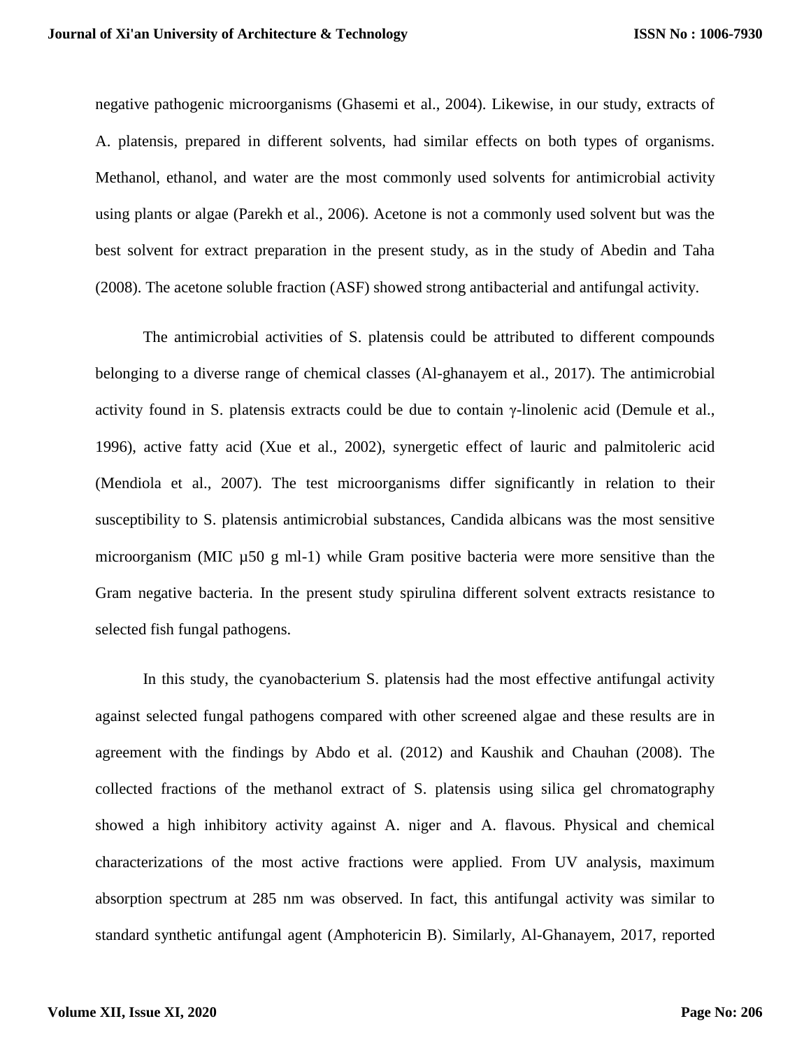negative pathogenic microorganisms (Ghasemi et al., 2004). Likewise, in our study, extracts of A. platensis, prepared in different solvents, had similar effects on both types of organisms. Methanol, ethanol, and water are the most commonly used solvents for antimicrobial activity using plants or algae (Parekh et al., 2006). Acetone is not a commonly used solvent but was the best solvent for extract preparation in the present study, as in the study of Abedin and Taha (2008). The acetone soluble fraction (ASF) showed strong antibacterial and antifungal activity.

The antimicrobial activities of S. platensis could be attributed to different compounds belonging to a diverse range of chemical classes (Al-ghanayem et al., 2017). The antimicrobial activity found in S. platensis extracts could be due to contain γ-linolenic acid (Demule et al., 1996), active fatty acid (Xue et al., 2002), synergetic effect of lauric and palmitoleric acid (Mendiola et al., 2007). The test microorganisms differ significantly in relation to their susceptibility to S. platensis antimicrobial substances, Candida albicans was the most sensitive microorganism (MIC µ50 g ml-1) while Gram positive bacteria were more sensitive than the Gram negative bacteria. In the present study spirulina different solvent extracts resistance to selected fish fungal pathogens.

In this study, the cyanobacterium S. platensis had the most effective antifungal activity against selected fungal pathogens compared with other screened algae and these results are in agreement with the findings by Abdo et al. (2012) and Kaushik and Chauhan (2008). The collected fractions of the methanol extract of S. platensis using silica gel chromatography showed a high inhibitory activity against A. niger and A. flavous. Physical and chemical characterizations of the most active fractions were applied. From UV analysis, maximum absorption spectrum at 285 nm was observed. In fact, this antifungal activity was similar to standard synthetic antifungal agent (Amphotericin B). Similarly, Al-Ghanayem, 2017, reported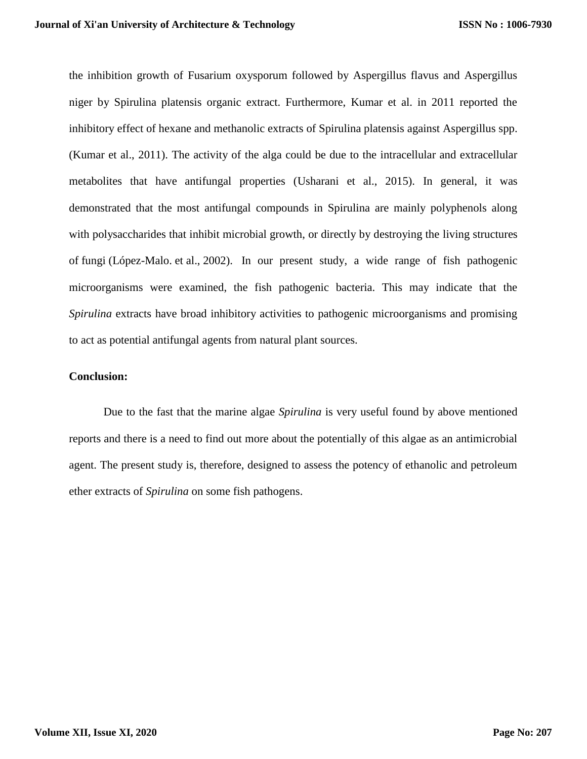the inhibition growth of Fusarium oxysporum followed by Aspergillus flavus and Aspergillus niger by Spirulina platensis organic extract. Furthermore, Kumar et al. in 2011 reported the inhibitory effect of hexane and methanolic extracts of Spirulina platensis against Aspergillus spp. (Kumar et al., 2011). The activity of the alga could be due to the intracellular and extracellular metabolites that have antifungal properties (Usharani et al., 2015). In general, it was demonstrated that the most antifungal compounds in Spirulina are mainly polyphenols along with polysaccharides that inhibit microbial growth, or directly by destroying the living structures of fungi (López-Malo. et al., 2002). In our present study, a wide range of fish pathogenic microorganisms were examined, the fish pathogenic bacteria. This may indicate that the *Spirulina* extracts have broad inhibitory activities to pathogenic microorganisms and promising to act as potential antifungal agents from natural plant sources.

**Conclusion:**

Due to the fast that the marine algae *Spirulina* is very useful found by above mentioned reports and there is a need to find out more about the potentially of this algae as an antimicrobial agent. The present study is, therefore, designed to assess the potency of ethanolic and petroleum ether extracts of *Spirulina* on some fish pathogens.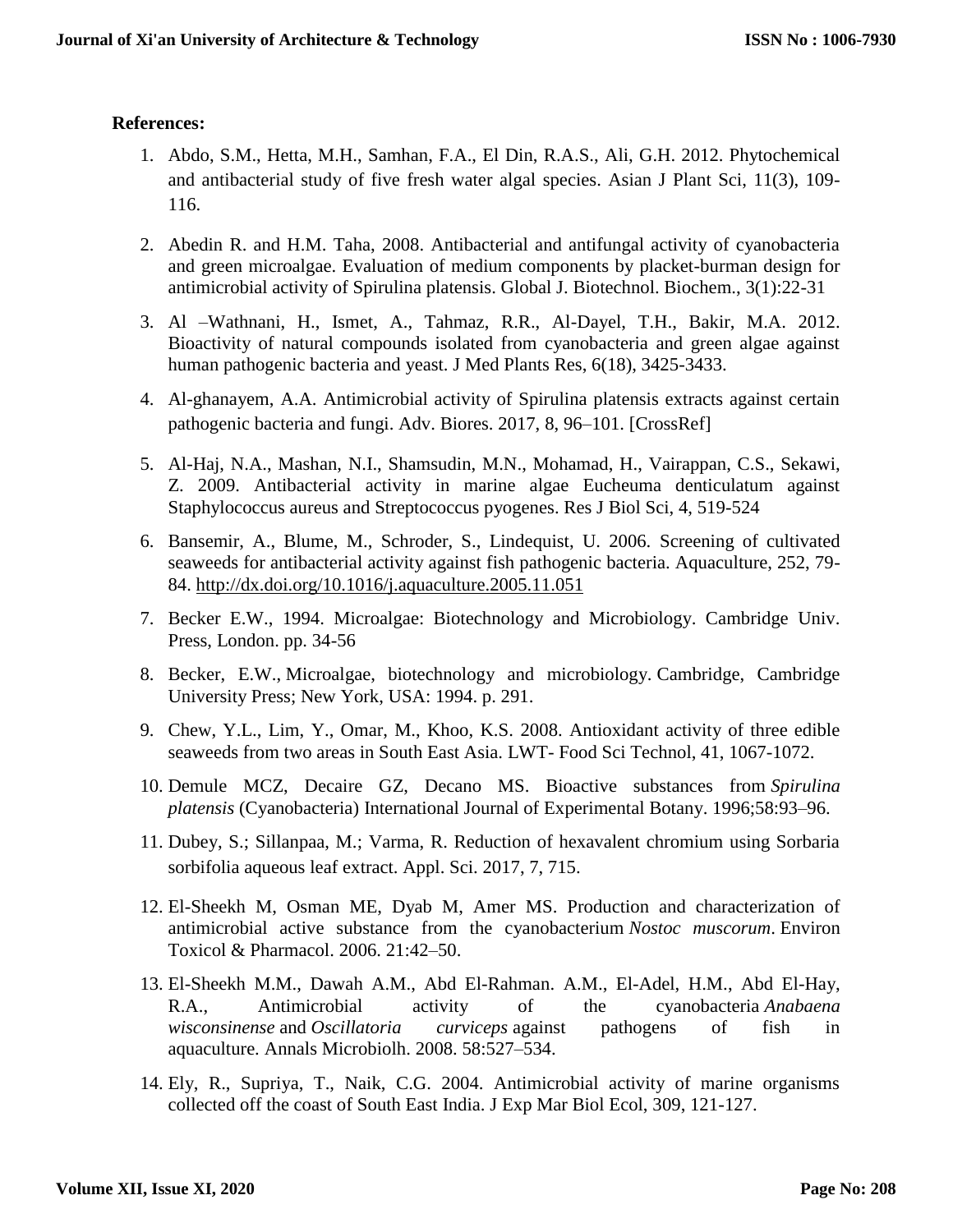**References:**

1. Abdo, S.M., Hetta, M.H., Samhan, F.A., El Din, R.A.S., Ali, G.H. 2012. Phytochemical and antibacterial study of five fresh water algal species. Asian J Plant Sci, 11(3), 109-116.

2. Abedin R. and H.M. Taha, 2008. Antibacterial and antifungal activity of cyanobacteria and green microalgae. Evaluation of medium components by placket-burman design for antimicrobial activity of Spirulina platensis. Global J. Biotechnol. Biochem., 3(1):22-31

3. Al –Wathnani, H., Ismet, A., Tahmaz, R.R., Al-Dayel, T.H., Bakir, M.A. 2012. Bioactivity of natural compounds isolated from cyanobacteria and green algae against human pathogenic bacteria and yeast. J Med Plants Res, 6(18), 3425-3433.

4. Al-ghanayem, A.A. Antimicrobial activity of Spirulina platensis extracts against certain pathogenic bacteria and fungi. Adv. Biores. 2017, 8, 96–101. [CrossRef]

5. Al-Haj, N.A., Mashan, N.I., Shamsudin, M.N., Mohamad, H., Vairappan, C.S., Sekawi, Z. 2009. Antibacterial activity in marine algae Eucheuma denticulatum against Staphylococcus aureus and Streptococcus pyogenes. Res J Biol Sci, 4, 519-524

6. Bansemir, A., Blume, M., Schroder, S., Lindequist, U. 2006. Screening of cultivated seaweeds for antibacterial activity against fish pathogenic bacteria. Aquaculture, 252, 79-84. http://dx.doi.org/10.1016/j.aquaculture.2005.11.051

7. Becker E.W., 1994. Microalgae: Biotechnology and Microbiology. Cambridge Univ. Press, London. pp. 34-56

8. Becker, E.W., Microalgae, biotechnology and microbiology. Cambridge, Cambridge University Press; New York, USA: 1994. p. 291.

9. Chew, Y.L., Lim, Y., Omar, M., Khoo, K.S. 2008. Antioxidant activity of three edible seaweeds from two areas in South East Asia. LWT- Food Sci Technol, 41, 1067-1072.

10. Demule MCZ, Decaire GZ, Decano MS. Bioactive substances from *Spirulina platensis* (Cyanobacteria) International Journal of Experimental Botany. 1996;58:93–96.

11. Dubey, S.; Sillanpaa, M.; Varma, R. Reduction of hexavalent chromium using Sorbaria sorbifolia aqueous leaf extract. Appl. Sci. 2017, 7, 715.

12. El-Sheekh M, Osman ME, Dyab M, Amer MS. Production and characterization of antimicrobial active substance from the cyanobacterium *Nostoc muscorum*. Environ Toxicol & Pharmacol. 2006. 21:42–50.

13. El-Sheekh M.M., Dawah A.M., Abd El-Rahman. A.M., El-Adel, H.M., Abd El-Hay, R.A., Antimicrobial activity of the cyanobacteria *Anabaena wisconsinense* and *Oscillatoria curviceps* against pathogens of fish in aquaculture. Annals Microbiolh. 2008. 58:527–534.

14. Ely, R., Supriya, T., Naik, C.G. 2004. Antimicrobial activity of marine organisms collected off the coast of South East India. J Exp Mar Biol Ecol, 309, 121-127.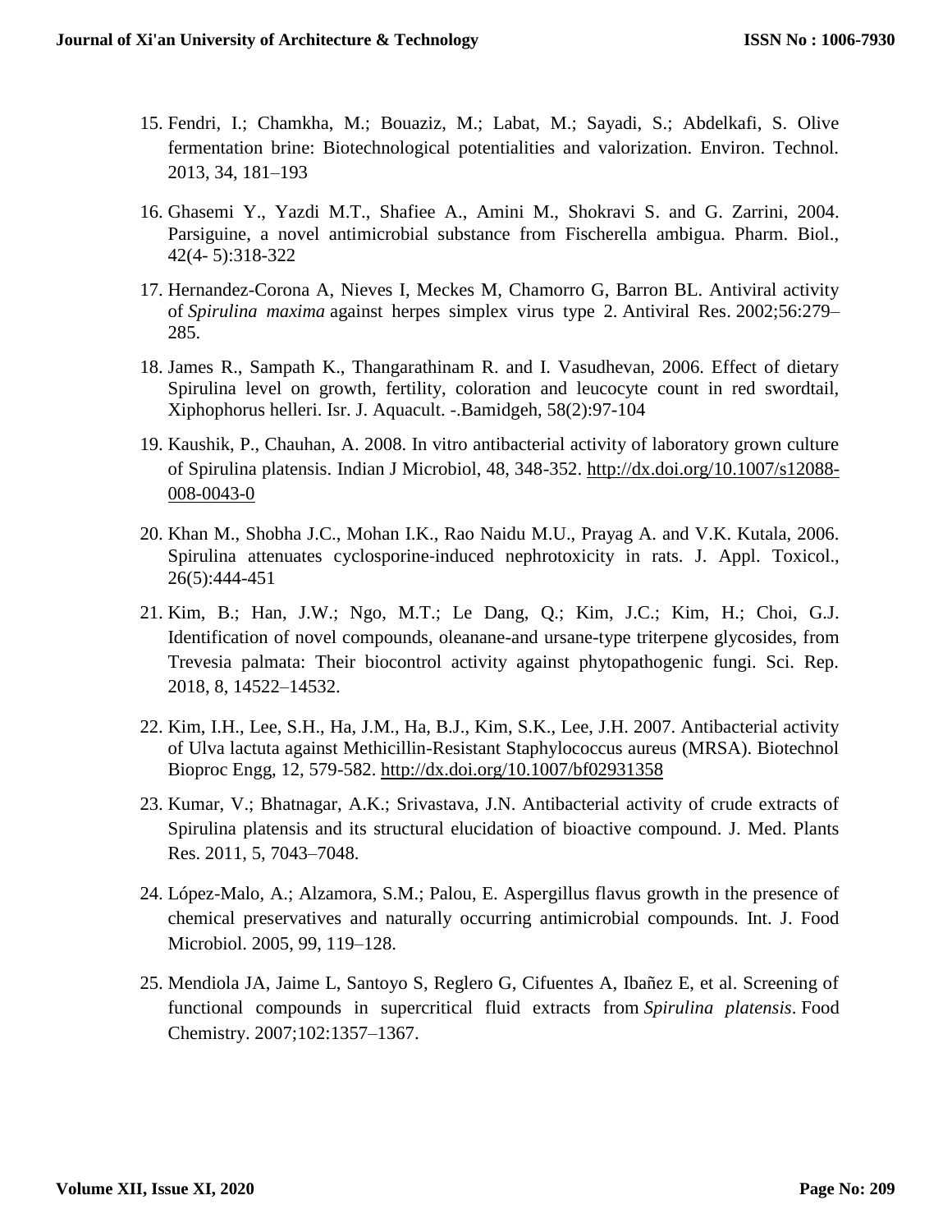15. Fendri, I.; Chamkha, M.; Bouaziz, M.; Labat, M.; Sayadi, S.; Abdelkafi, S. Olive fermentation brine: Biotechnological potentialities and valorization. Environ. Technol. 2013, 34, 181–193

16. Ghasemi Y., Yazdi M.T., Shafiee A., Amini M., Shokravi S. and G. Zarrini, 2004. Parsiguine, a novel antimicrobial substance from Fischerella ambigua. Pharm. Biol., 42(4- 5):318-322

17. Hernandez-Corona A, Nieves I, Meckes M, Chamorro G, Barron BL. Antiviral activity of *Spirulina maxima* against herpes simplex virus type 2. Antiviral Res. 2002;56:279–285.

18. James R., Sampath K., Thangarathinam R. and I. Vasudhevan, 2006. Effect of dietary Spirulina level on growth, fertility, coloration and leucocyte count in red swordtail, Xiphophorus helleri. Isr. J. Aquacult. -.Bamidgeh, 58(2):97-104

19. Kaushik, P., Chauhan, A. 2008. In vitro antibacterial activity of laboratory grown culture of Spirulina platensis. Indian J Microbiol, 48, 348-352. http://dx.doi.org/10.1007/s12088-008-0043-0

20. Khan M., Shobha J.C., Mohan I.K., Rao Naidu M.U., Prayag A. and V.K. Kutala, 2006. Spirulina attenuates cyclosporine-induced nephrotoxicity in rats. J. Appl. Toxicol., 26(5):444-451

21. Kim, B.; Han, J.W.; Ngo, M.T.; Le Dang, Q.; Kim, J.C.; Kim, H.; Choi, G.J. Identification of novel compounds, oleanane-and ursane-type triterpene glycosides, from Trevesia palmata: Their biocontrol activity against phytopathogenic fungi. Sci. Rep. 2018, 8, 14522–14532.

22. Kim, I.H., Lee, S.H., Ha, J.M., Ha, B.J., Kim, S.K., Lee, J.H. 2007. Antibacterial activity of Ulva lactuta against Methicillin-Resistant Staphylococcus aureus (MRSA). Biotechnol Bioproc Engg, 12, 579-582. http://dx.doi.org/10.1007/bf02931358

23. Kumar, V.; Bhatnagar, A.K.; Srivastava, J.N. Antibacterial activity of crude extracts of Spirulina platensis and its structural elucidation of bioactive compound. J. Med. Plants Res. 2011, 5, 7043–7048.

24. López-Malo, A.; Alzamora, S.M.; Palou, E. Aspergillus flavus growth in the presence of chemical preservatives and naturally occurring antimicrobial compounds. Int. J. Food Microbiol. 2005, 99, 119–128.

25. Mendiola JA, Jaime L, Santoyo S, Reglero G, Cifuentes A, Ibañez E, et al. Screening of functional compounds in supercritical fluid extracts from *Spirulina platensis*. Food Chemistry. 2007;102:1357–1367.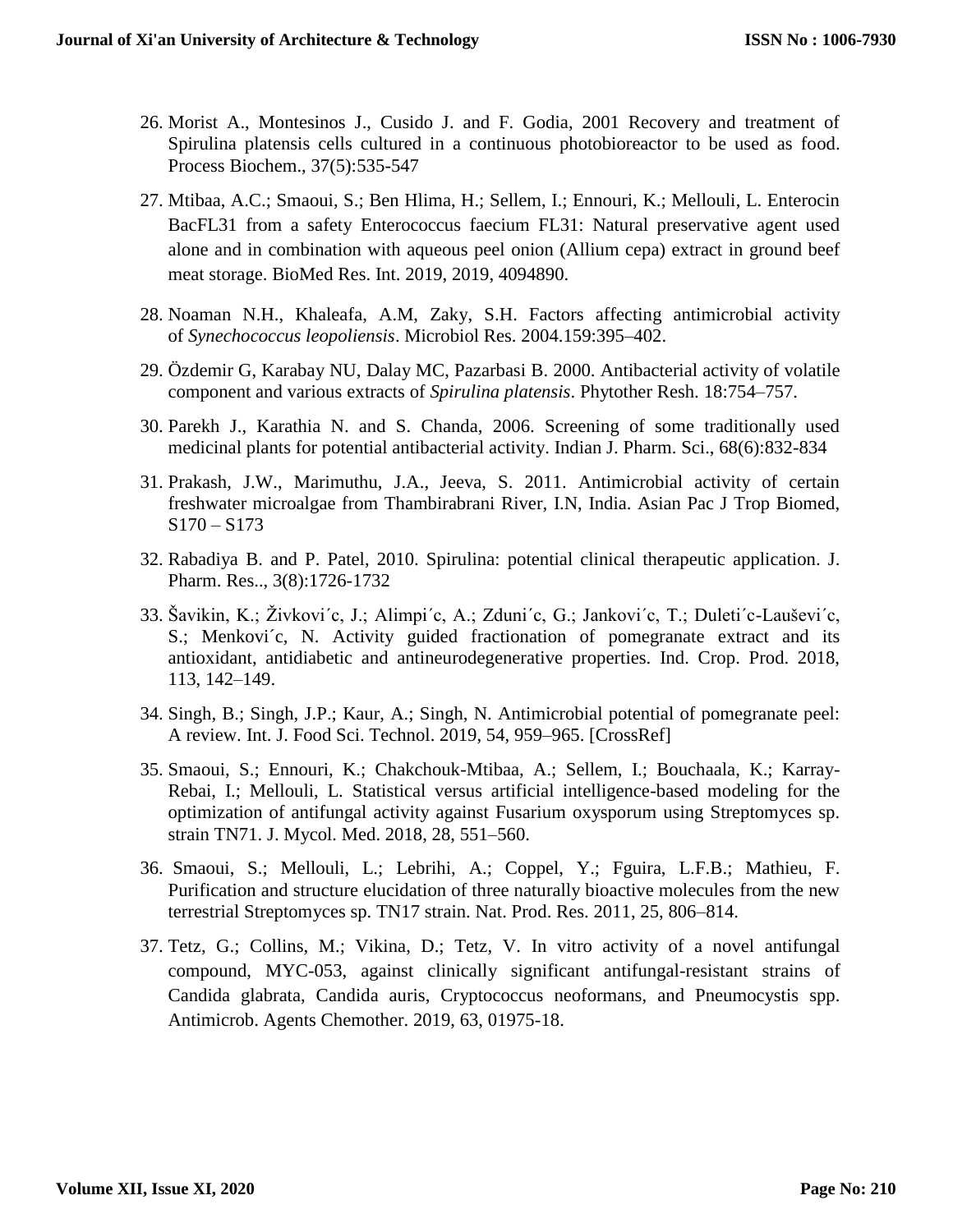26. Morist A., Montesinos J., Cusido J. and F. Godia, 2001 Recovery and treatment of Spirulina platensis cells cultured in a continuous photobioreactor to be used as food. Process Biochem., 37(5):535-547
27. Mtibaa, A.C.; Smaoui, S.; Ben Hlima, H.; Sellem, I.; Ennouri, K.; Mellouli, L. Enterocin BacFL31 from a safety Enterococcus faecium FL31: Natural preservative agent used alone and in combination with aqueous peel onion (Allium cepa) extract in ground beef meat storage. BioMed Res. Int. 2019, 2019, 4094890.
28. Noaman N.H., Khaleafa, A.M, Zaky, S.H. Factors affecting antimicrobial activity of *Synechococcus leopoliensis*. Microbiol Res. 2004.159:395–402.
29. Özdemir G, Karabay NU, Dalay MC, Pazarbasi B. 2000. Antibacterial activity of volatile component and various extracts of *Spirulina platensis*. Phytother Resh. 18:754–757.
30. Parekh J., Karathia N. and S. Chanda, 2006. Screening of some traditionally used medicinal plants for potential antibacterial activity. Indian J. Pharm. Sci., 68(6):832-834
31. Prakash, J.W., Marimuthu, J.A., Jeeva, S. 2011. Antimicrobial activity of certain freshwater microalgae from Thambirabrani River, I.N, India. Asian Pac J Trop Biomed, S170 – S173
32. Rabadiya B. and P. Patel, 2010. Spirulina: potential clinical therapeutic application. J. Pharm. Res.., 3(8):1726-1732
33. Šavikin, K.; Živkovi´c, J.; Alimpi´c, A.; Zduni´c, G.; Jankovi´c, T.; Duleti´c-Lauševi´c, S.; Menkovi´c, N. Activity guided fractionation of pomegranate extract and its antioxidant, antidiabetic and antineurodegenerative properties. Ind. Crop. Prod. 2018, 113, 142–149.
34. Singh, B.; Singh, J.P.; Kaur, A.; Singh, N. Antimicrobial potential of pomegranate peel: A review. Int. J. Food Sci. Technol. 2019, 54, 959–965. [CrossRef]
35. Smaoui, S.; Ennouri, K.; Chakchouk-Mtibaa, A.; Sellem, I.; Bouchaala, K.; Karray-Rebai, I.; Mellouli, L. Statistical versus artificial intelligence-based modeling for the optimization of antifungal activity against Fusarium oxysporum using Streptomyces sp. strain TN71. J. Mycol. Med. 2018, 28, 551–560.
36. Smaoui, S.; Mellouli, L.; Lebrihi, A.; Coppel, Y.; Fguira, L.F.B.; Mathieu, F. Purification and structure elucidation of three naturally bioactive molecules from the new terrestrial Streptomyces sp. TN17 strain. Nat. Prod. Res. 2011, 25, 806–814.
37. Tetz, G.; Collins, M.; Vikina, D.; Tetz, V. In vitro activity of a novel antifungal compound, MYC-053, against clinically significant antifungal-resistant strains of Candida glabrata, Candida auris, Cryptococcus neoformans, and Pneumocystis spp. Antimicrob. Agents Chemother. 2019, 63, 01975-18.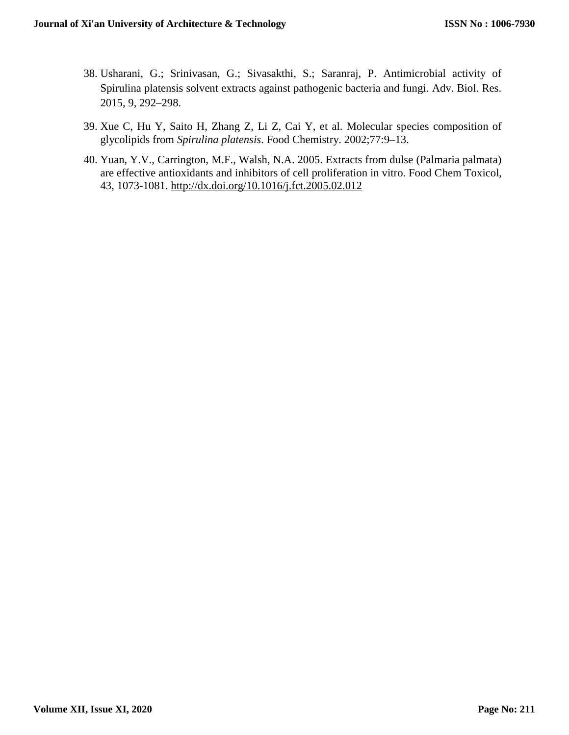38. Usharani, G.; Srinivasan, G.; Sivasakthi, S.; Saranraj, P. Antimicrobial activity of Spirulina platensis solvent extracts against pathogenic bacteria and fungi. Adv. Biol. Res. 2015, 9, 292–298.

39. Xue C, Hu Y, Saito H, Zhang Z, Li Z, Cai Y, et al. Molecular species composition of glycolipids from *Spirulina platensis*. Food Chemistry. 2002;77:9–13.

40. Yuan, Y.V., Carrington, M.F., Walsh, N.A. 2005. Extracts from dulse (Palmaria palmata) are effective antioxidants and inhibitors of cell proliferation in vitro. Food Chem Toxicol, 43, 1073-1081. http://dx.doi.org/10.1016/j.fct.2005.02.012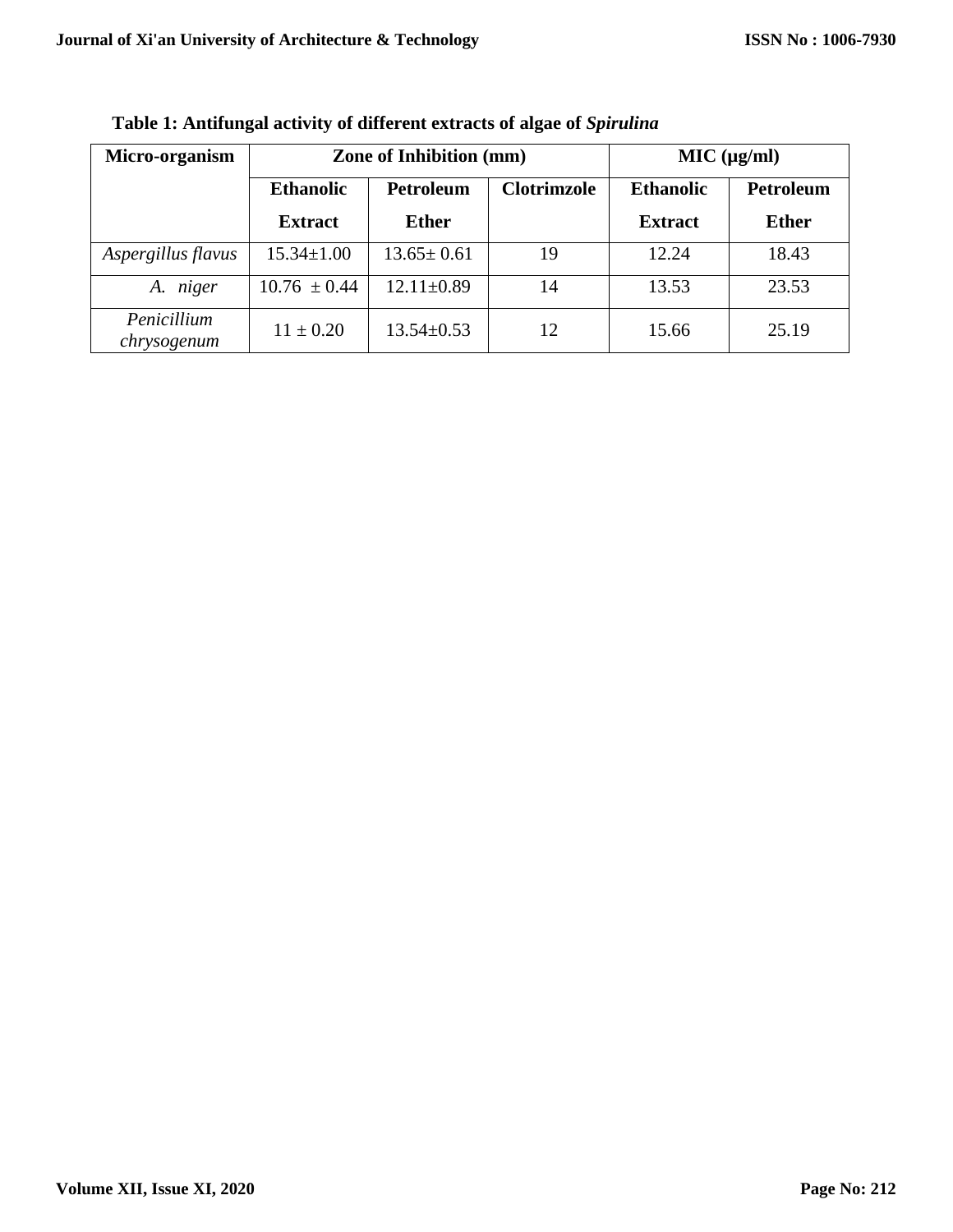**Table 1: Antifungal activity of different extracts of algae of *Spirulina***

| Micro-organism | Zone of Inhibition (mm) | | | MIC (µg/ml) | |
|---|---|---|---|---|---|
| | Ethanolic Extract | Petroleum Ether | Clotrimzole | Ethanolic Extract | Petroleum Ether |
| *Aspergillus flavus* | 15.34±1.00 | 13.65± 0.61 | 19 | 12.24 | 18.43 |
| *A. niger* | 10.76 ± 0.44 | 12.11±0.89 | 14 | 13.53 | 23.53 |
| *Penicillium chrysogenum* | 11 ± 0.20 | 13.54±0.53 | 12 | 15.66 | 25.19 |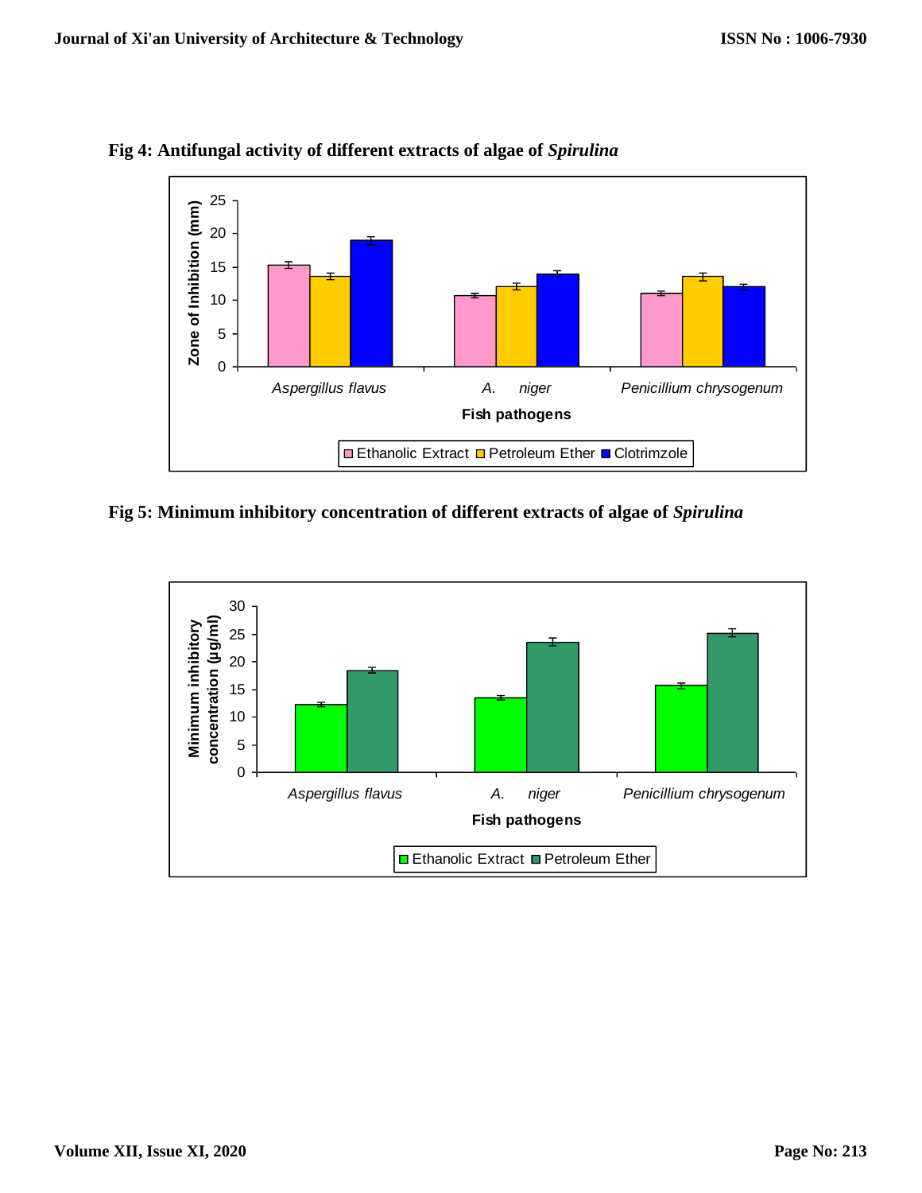**Fig 4: Antifungal activity of different extracts of algae of *Spirulina***

**Fig 5: Minimum inhibitory concentration of different extracts of algae of *Spirulina***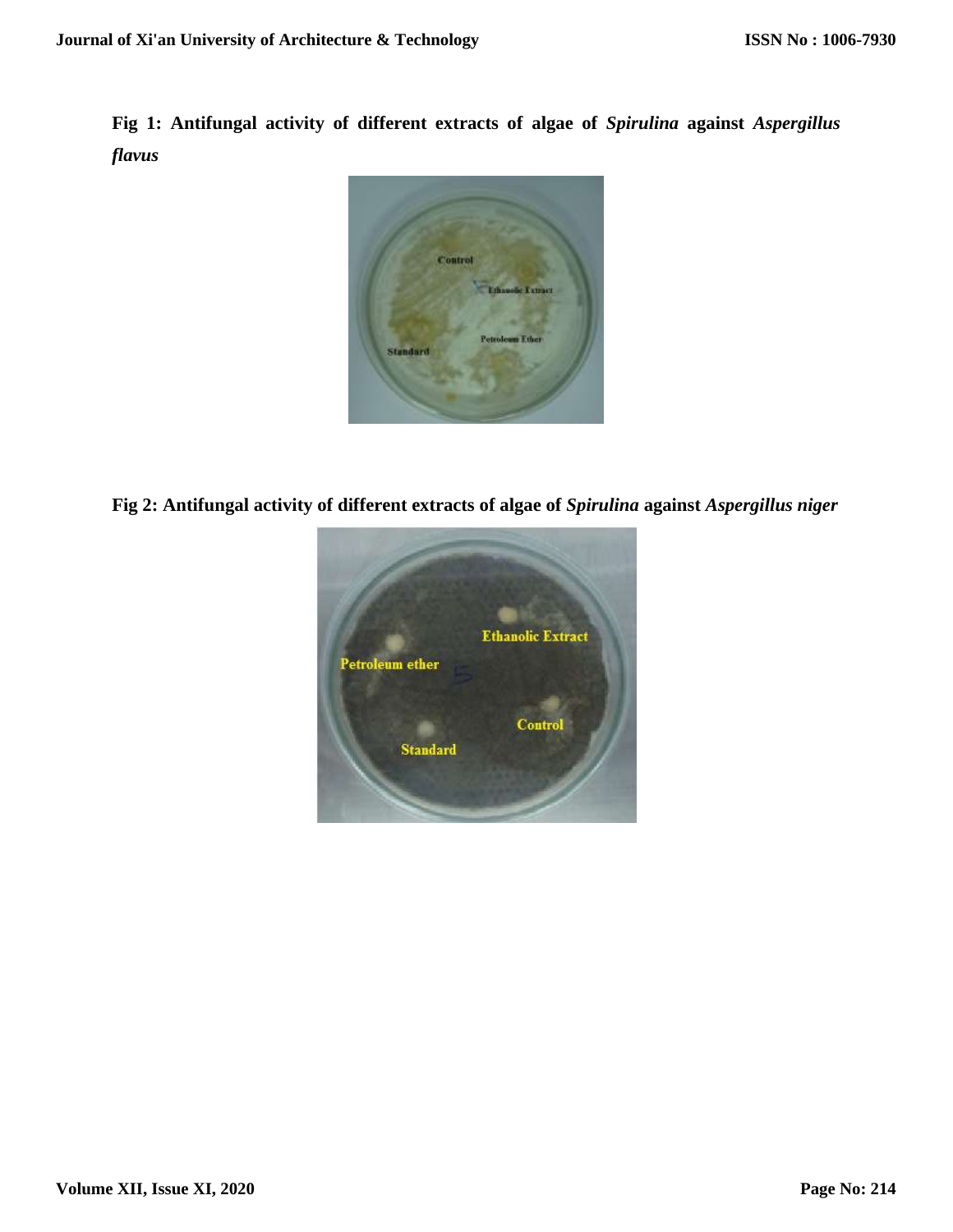**Fig 1: Antifungal activity of different extracts of algae of *Spirulina* against *Aspergillus flavus***

**Fig 2: Antifungal activity of different extracts of algae of *Spirulina* against *Aspergillus niger***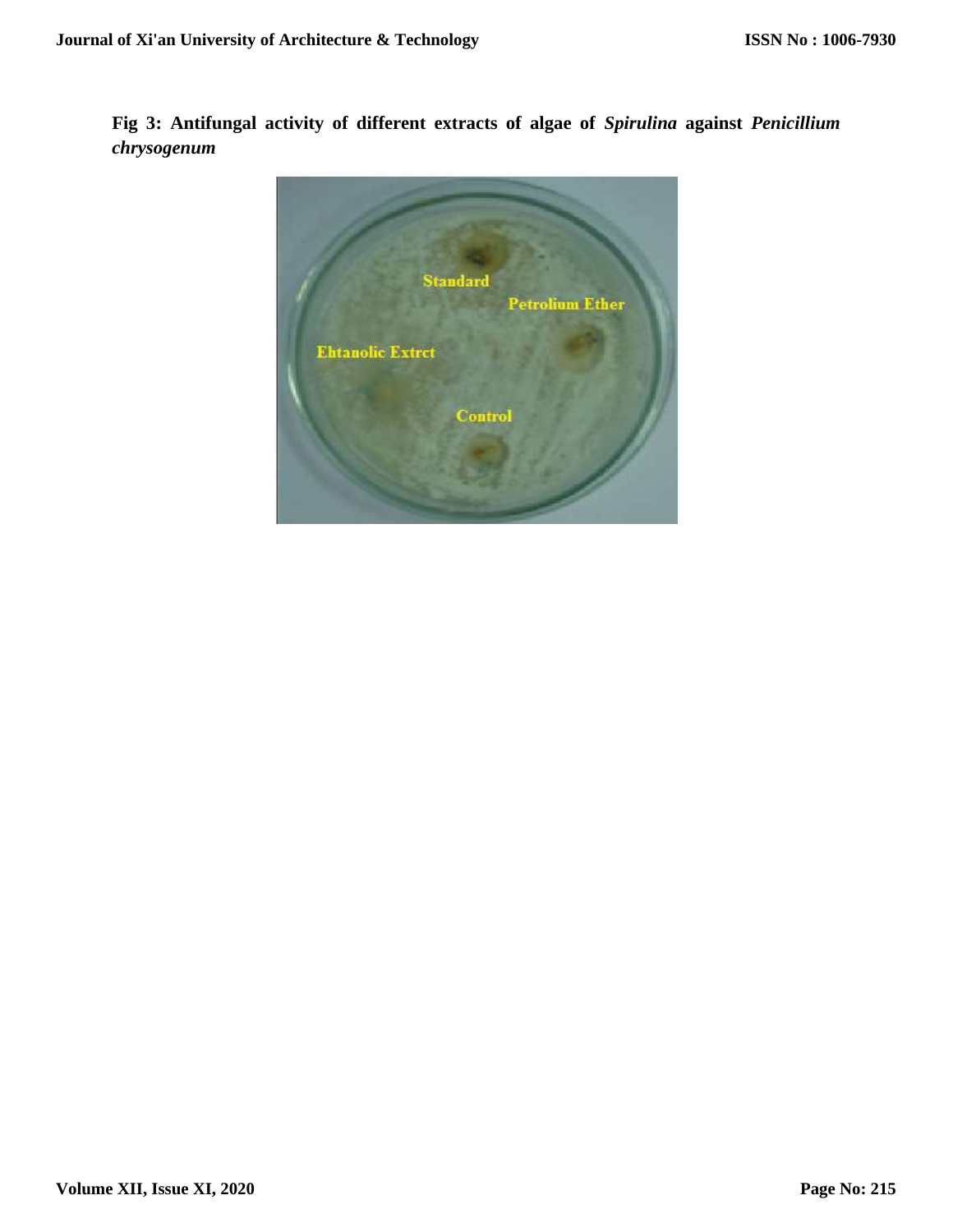**Fig 3: Antifungal activity of different extracts of algae of *Spirulina* against *Penicillium chrysogenum***